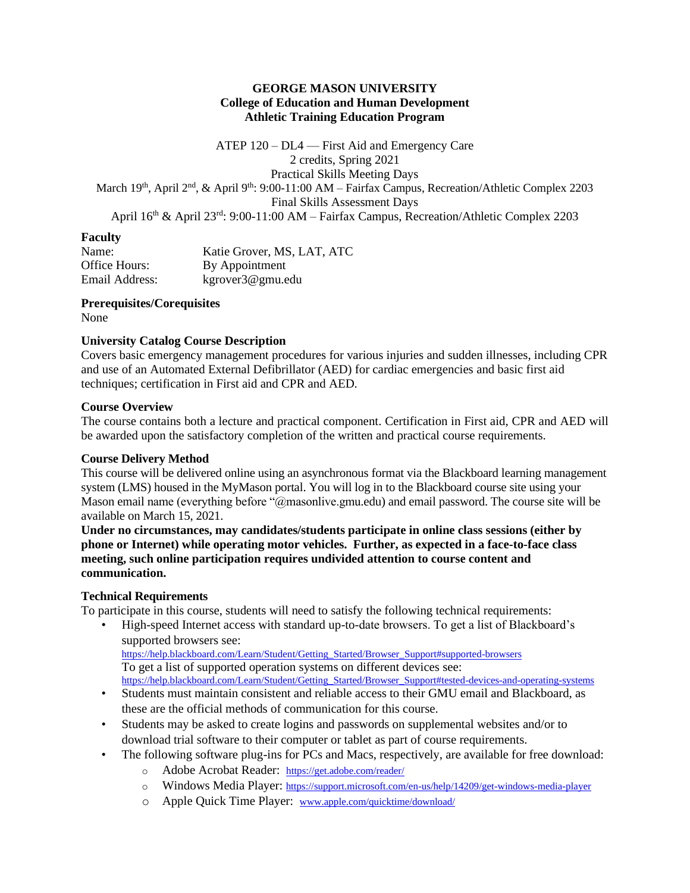# GEORGE MASON UNIVERSITY
## College of Education and Human Development
## Athletic Training Education Program

ATEP 120 – DL4 — First Aid and Emergency Care
2 credits, Spring 2021
Practical Skills Meeting Days
March 19th, April 2nd, & April 9th: 9:00-11:00 AM – Fairfax Campus, Recreation/Athletic Complex 2203
Final Skills Assessment Days
April 16th & April 23rd: 9:00-11:00 AM – Fairfax Campus, Recreation/Athletic Complex 2203

### Faculty

Name: Katie Grover, MS, LAT, ATC
Office Hours: By Appointment
Email Address: kgrover3@gmu.edu

### Prerequisites/Corequisites

None

### University Catalog Course Description

Covers basic emergency management procedures for various injuries and sudden illnesses, including CPR and use of an Automated External Defibrillator (AED) for cardiac emergencies and basic first aid techniques; certification in First aid and CPR and AED.

### Course Overview

The course contains both a lecture and practical component. Certification in First aid, CPR and AED will be awarded upon the satisfactory completion of the written and practical course requirements.

### Course Delivery Method

This course will be delivered online using an asynchronous format via the Blackboard learning management system (LMS) housed in the MyMason portal. You will log in to the Blackboard course site using your Mason email name (everything before "@masonlive.gmu.edu) and email password. The course site will be available on March 15, 2021.

**Under no circumstances, may candidates/students participate in online class sessions (either by phone or Internet) while operating motor vehicles. Further, as expected in a face-to-face class meeting, such online participation requires undivided attention to course content and communication.**

### Technical Requirements

To participate in this course, students will need to satisfy the following technical requirements:

- High-speed Internet access with standard up-to-date browsers. To get a list of Blackboard's supported browsers see: https://help.blackboard.com/Learn/Student/Getting_Started/Browser_Support#supported-browsers
  To get a list of supported operation systems on different devices see: https://help.blackboard.com/Learn/Student/Getting_Started/Browser_Support#tested-devices-and-operating-systems
- Students must maintain consistent and reliable access to their GMU email and Blackboard, as these are the official methods of communication for this course.
- Students may be asked to create logins and passwords on supplemental websites and/or to download trial software to their computer or tablet as part of course requirements.
- The following software plug-ins for PCs and Macs, respectively, are available for free download:
  - Adobe Acrobat Reader: https://get.adobe.com/reader/
  - Windows Media Player: https://support.microsoft.com/en-us/help/14209/get-windows-media-player
  - Apple Quick Time Player: www.apple.com/quicktime/download/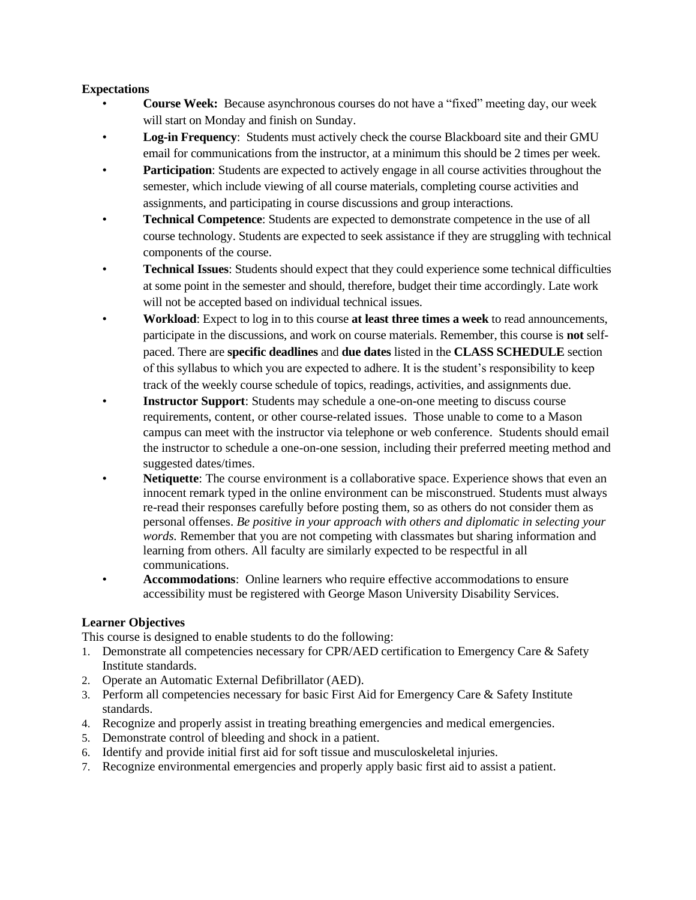**Expectations**

- **Course Week:** Because asynchronous courses do not have a "fixed" meeting day, our week will start on Monday and finish on Sunday.
- **Log-in Frequency**: Students must actively check the course Blackboard site and their GMU email for communications from the instructor, at a minimum this should be 2 times per week.
- **Participation**: Students are expected to actively engage in all course activities throughout the semester, which include viewing of all course materials, completing course activities and assignments, and participating in course discussions and group interactions.
- **Technical Competence**: Students are expected to demonstrate competence in the use of all course technology. Students are expected to seek assistance if they are struggling with technical components of the course.
- **Technical Issues**: Students should expect that they could experience some technical difficulties at some point in the semester and should, therefore, budget their time accordingly. Late work will not be accepted based on individual technical issues.
- **Workload**: Expect to log in to this course **at least three times a week** to read announcements, participate in the discussions, and work on course materials. Remember, this course is **not** self-paced. There are **specific deadlines** and **due dates** listed in the **CLASS SCHEDULE** section of this syllabus to which you are expected to adhere. It is the student's responsibility to keep track of the weekly course schedule of topics, readings, activities, and assignments due.
- **Instructor Support**: Students may schedule a one-on-one meeting to discuss course requirements, content, or other course-related issues. Those unable to come to a Mason campus can meet with the instructor via telephone or web conference. Students should email the instructor to schedule a one-on-one session, including their preferred meeting method and suggested dates/times.
- **Netiquette**: The course environment is a collaborative space. Experience shows that even an innocent remark typed in the online environment can be misconstrued. Students must always re-read their responses carefully before posting them, so as others do not consider them as personal offenses. *Be positive in your approach with others and diplomatic in selecting your words.* Remember that you are not competing with classmates but sharing information and learning from others. All faculty are similarly expected to be respectful in all communications.
- **Accommodations**: Online learners who require effective accommodations to ensure accessibility must be registered with George Mason University Disability Services.

**Learner Objectives**

This course is designed to enable students to do the following:

1. Demonstrate all competencies necessary for CPR/AED certification to Emergency Care & Safety Institute standards.
2. Operate an Automatic External Defibrillator (AED).
3. Perform all competencies necessary for basic First Aid for Emergency Care & Safety Institute standards.
4. Recognize and properly assist in treating breathing emergencies and medical emergencies.
5. Demonstrate control of bleeding and shock in a patient.
6. Identify and provide initial first aid for soft tissue and musculoskeletal injuries.
7. Recognize environmental emergencies and properly apply basic first aid to assist a patient.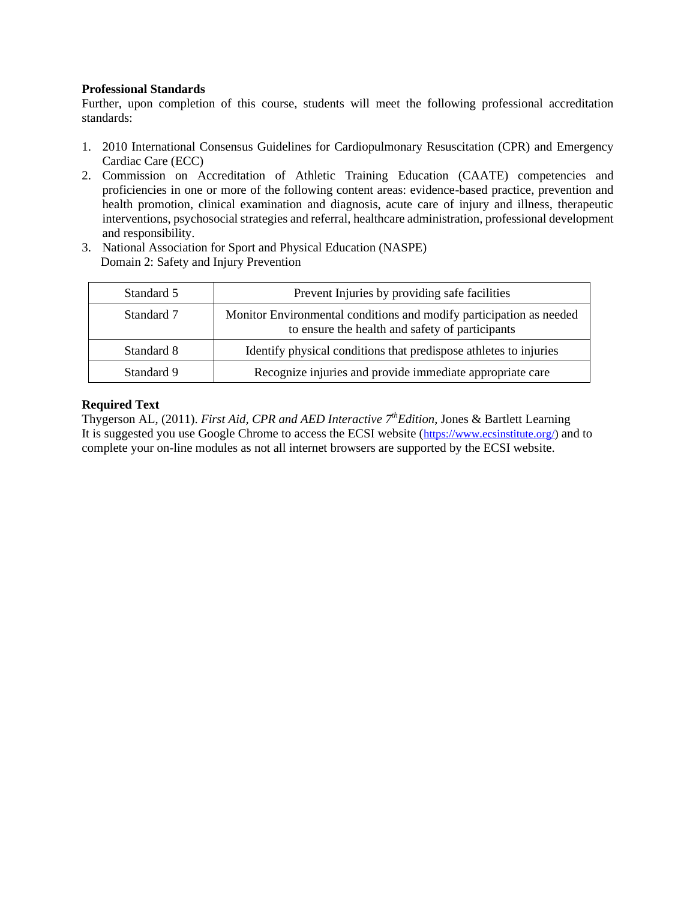**Professional Standards**

Further, upon completion of this course, students will meet the following professional accreditation standards:

1. 2010 International Consensus Guidelines for Cardiopulmonary Resuscitation (CPR) and Emergency Cardiac Care (ECC)
2. Commission on Accreditation of Athletic Training Education (CAATE) competencies and proficiencies in one or more of the following content areas: evidence-based practice, prevention and health promotion, clinical examination and diagnosis, acute care of injury and illness, therapeutic interventions, psychosocial strategies and referral, healthcare administration, professional development and responsibility.
3. National Association for Sport and Physical Education (NASPE)
   Domain 2: Safety and Injury Prevention

| | |
|---|---|
| Standard 5 | Prevent Injuries by providing safe facilities |
| Standard 7 | Monitor Environmental conditions and modify participation as needed to ensure the health and safety of participants |
| Standard 8 | Identify physical conditions that predispose athletes to injuries |
| Standard 9 | Recognize injuries and provide immediate appropriate care |

**Required Text**

Thygerson AL, (2011). *First Aid, CPR and AED Interactive 7th Edition*, Jones & Bartlett Learning
It is suggested you use Google Chrome to access the ECSI website (https://www.ecsinstitute.org/) and to complete your on-line modules as not all internet browsers are supported by the ECSI website.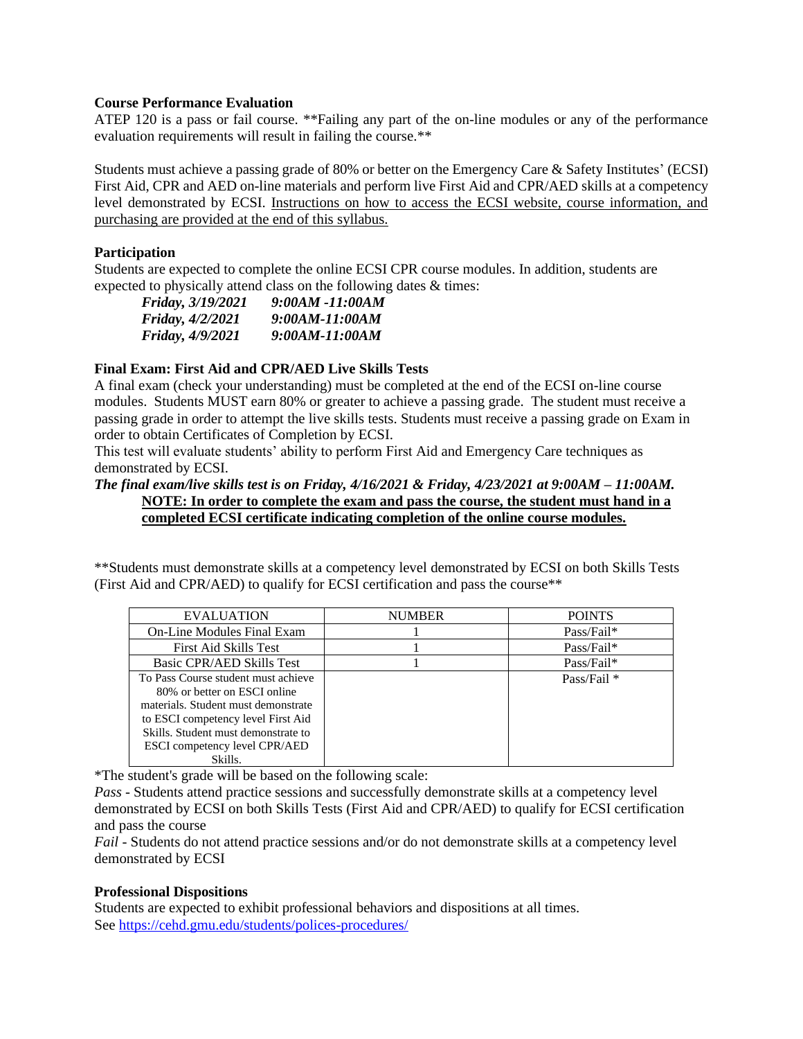### Course Performance Evaluation

ATEP 120 is a pass or fail course. **Failing any part of the on-line modules or any of the performance evaluation requirements will result in failing the course.**

Students must achieve a passing grade of 80% or better on the Emergency Care & Safety Institutes' (ECSI) First Aid, CPR and AED on-line materials and perform live First Aid and CPR/AED skills at a competency level demonstrated by ECSI. <u>Instructions on how to access the ECSI website, course information, and purchasing are provided at the end of this syllabus.</u>

### Participation

Students are expected to complete the online ECSI CPR course modules. In addition, students are expected to physically attend class on the following dates & times:

***Friday, 3/19/2021*** ***9:00AM -11:00AM***
***Friday, 4/2/2021*** ***9:00AM-11:00AM***
***Friday, 4/9/2021*** ***9:00AM-11:00AM***

### Final Exam: First Aid and CPR/AED Live Skills Tests

A final exam (check your understanding) must be completed at the end of the ECSI on-line course modules. Students MUST earn 80% or greater to achieve a passing grade. The student must receive a passing grade in order to attempt the live skills tests. Students must receive a passing grade on Exam in order to obtain Certificates of Completion by ECSI.

This test will evaluate students' ability to perform First Aid and Emergency Care techniques as demonstrated by ECSI.

***The final exam/live skills test is on Friday, 4/16/2021 & Friday, 4/23/2021 at 9:00AM – 11:00AM.***

**<u>NOTE: In order to complete the exam and pass the course, the student must hand in a completed ECSI certificate indicating completion of the online course modules.</u>**

**Students must demonstrate skills at a competency level demonstrated by ECSI on both Skills Tests (First Aid and CPR/AED) to qualify for ECSI certification and pass the course**

| EVALUATION | NUMBER | POINTS |
|---|---|---|
| On-Line Modules Final Exam | 1 | Pass/Fail* |
| First Aid Skills Test | 1 | Pass/Fail* |
| Basic CPR/AED Skills Test | 1 | Pass/Fail* |
| To Pass Course student must achieve 80% or better on ESCI online materials. Student must demonstrate to ESCI competency level First Aid Skills. Student must demonstrate to ESCI competency level CPR/AED Skills. | | Pass/Fail * |

*The student's grade will be based on the following scale:

*Pass* - Students attend practice sessions and successfully demonstrate skills at a competency level demonstrated by ECSI on both Skills Tests (First Aid and CPR/AED) to qualify for ECSI certification and pass the course

*Fail* - Students do not attend practice sessions and/or do not demonstrate skills at a competency level demonstrated by ECSI

### Professional Dispositions

Students are expected to exhibit professional behaviors and dispositions at all times.
See https://cehd.gmu.edu/students/polices-procedures/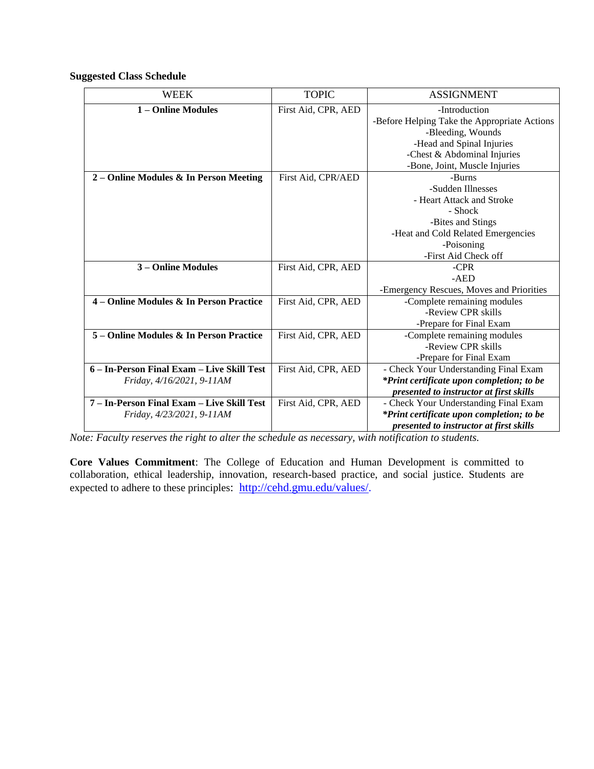**Suggested Class Schedule**

| WEEK | TOPIC | ASSIGNMENT |
|---|---|---|
| **1 – Online Modules** | First Aid, CPR, AED | -Introduction<br>-Before Helping Take the Appropriate Actions<br>-Bleeding, Wounds<br>-Head and Spinal Injuries<br>-Chest & Abdominal Injuries<br>-Bone, Joint, Muscle Injuries |
| **2 – Online Modules & In Person Meeting** | First Aid, CPR/AED | -Burns<br>-Sudden Illnesses<br>- Heart Attack and Stroke<br>- Shock<br>-Bites and Stings<br>-Heat and Cold Related Emergencies<br>-Poisoning<br>-First Aid Check off |
| **3 – Online Modules** | First Aid, CPR, AED | -CPR<br>-AED<br>-Emergency Rescues, Moves and Priorities |
| **4 – Online Modules & In Person Practice** | First Aid, CPR, AED | -Complete remaining modules<br>-Review CPR skills<br>-Prepare for Final Exam |
| **5 – Online Modules & In Person Practice** | First Aid, CPR, AED | -Complete remaining modules<br>-Review CPR skills<br>-Prepare for Final Exam |
| **6 – In-Person Final Exam – Live Skill Test**<br>*Friday, 4/16/2021, 9-11AM* | First Aid, CPR, AED | - Check Your Understanding Final Exam<br>***\*Print certificate upon completion; to be presented to instructor at first skills*** |
| **7 – In-Person Final Exam – Live Skill Test**<br>*Friday, 4/23/2021, 9-11AM* | First Aid, CPR, AED | - Check Your Understanding Final Exam<br>***\*Print certificate upon completion; to be presented to instructor at first skills*** |

*Note: Faculty reserves the right to alter the schedule as necessary, with notification to students.*

**Core Values Commitment**: The College of Education and Human Development is committed to collaboration, ethical leadership, innovation, research-based practice, and social justice. Students are expected to adhere to these principles: http://cehd.gmu.edu/values/.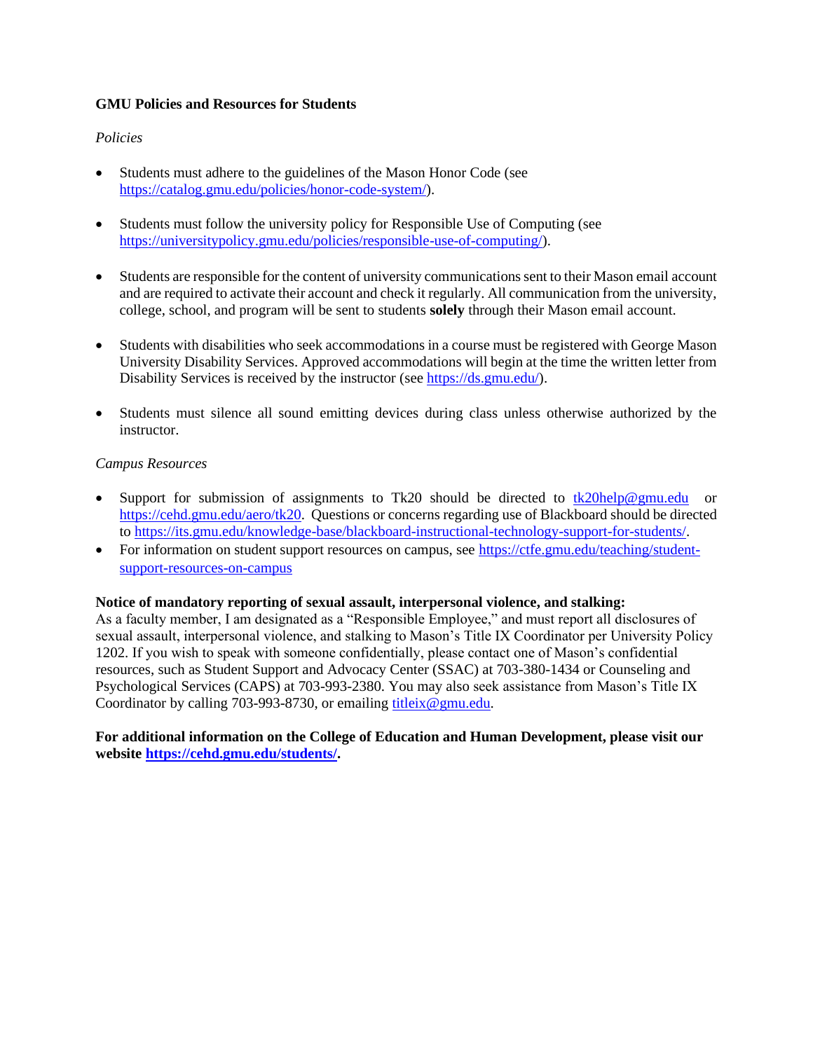**GMU Policies and Resources for Students**

*Policies*

- Students must adhere to the guidelines of the Mason Honor Code (see https://catalog.gmu.edu/policies/honor-code-system/).

- Students must follow the university policy for Responsible Use of Computing (see https://universitypolicy.gmu.edu/policies/responsible-use-of-computing/).

- Students are responsible for the content of university communications sent to their Mason email account and are required to activate their account and check it regularly. All communication from the university, college, school, and program will be sent to students **solely** through their Mason email account.

- Students with disabilities who seek accommodations in a course must be registered with George Mason University Disability Services. Approved accommodations will begin at the time the written letter from Disability Services is received by the instructor (see https://ds.gmu.edu/).

- Students must silence all sound emitting devices during class unless otherwise authorized by the instructor.

*Campus Resources*

- Support for submission of assignments to Tk20 should be directed to tk20help@gmu.edu or https://cehd.gmu.edu/aero/tk20. Questions or concerns regarding use of Blackboard should be directed to https://its.gmu.edu/knowledge-base/blackboard-instructional-technology-support-for-students/.
- For information on student support resources on campus, see https://ctfe.gmu.edu/teaching/student-support-resources-on-campus

**Notice of mandatory reporting of sexual assault, interpersonal violence, and stalking:**
As a faculty member, I am designated as a "Responsible Employee," and must report all disclosures of sexual assault, interpersonal violence, and stalking to Mason's Title IX Coordinator per University Policy 1202. If you wish to speak with someone confidentially, please contact one of Mason's confidential resources, such as Student Support and Advocacy Center (SSAC) at 703-380-1434 or Counseling and Psychological Services (CAPS) at 703-993-2380. You may also seek assistance from Mason's Title IX Coordinator by calling 703-993-8730, or emailing titleix@gmu.edu.

**For additional information on the College of Education and Human Development, please visit our website https://cehd.gmu.edu/students/.**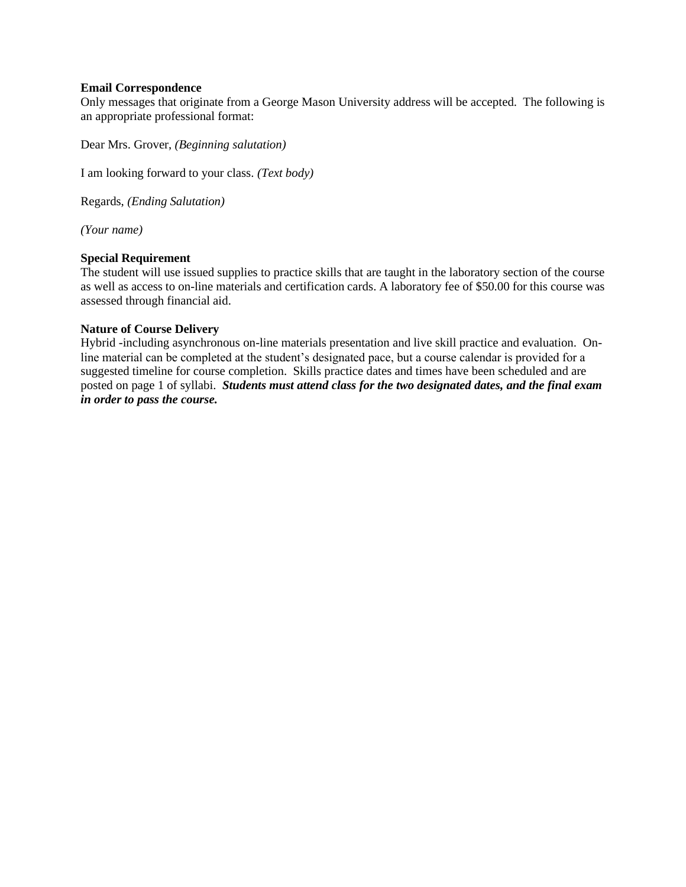**Email Correspondence**

Only messages that originate from a George Mason University address will be accepted. The following is an appropriate professional format:

Dear Mrs. Grover, *(Beginning salutation)*

I am looking forward to your class. *(Text body)*

Regards, *(Ending Salutation)*

*(Your name)*

**Special Requirement**

The student will use issued supplies to practice skills that are taught in the laboratory section of the course as well as access to on-line materials and certification cards. A laboratory fee of $50.00 for this course was assessed through financial aid.

**Nature of Course Delivery**

Hybrid -including asynchronous on-line materials presentation and live skill practice and evaluation. On-line material can be completed at the student's designated pace, but a course calendar is provided for a suggested timeline for course completion. Skills practice dates and times have been scheduled and are posted on page 1 of syllabi. ***Students must attend class for the two designated dates, and the final exam in order to pass the course.***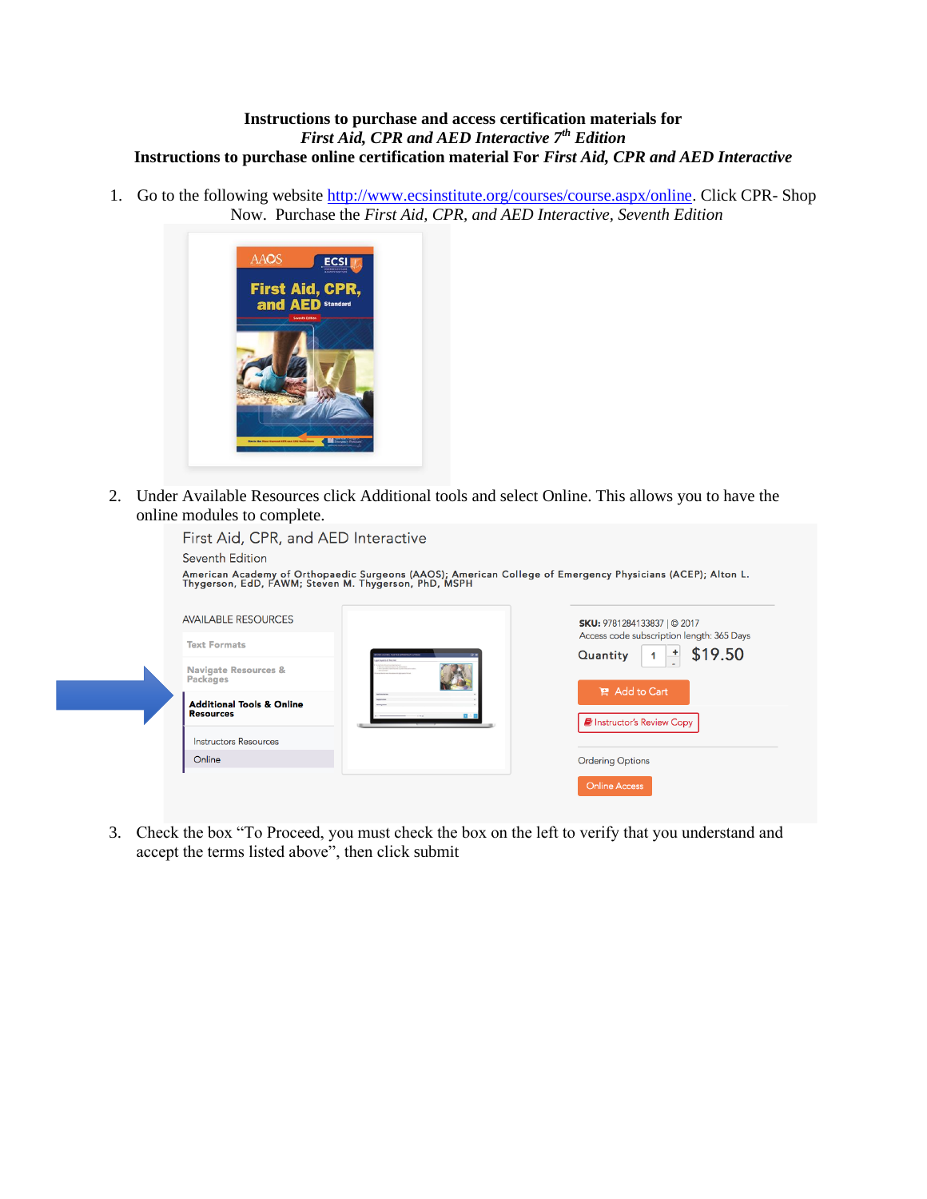**Instructions to purchase and access certification materials for**
***First Aid, CPR and AED Interactive 7th Edition***
**Instructions to purchase online certification material For *First Aid, CPR and AED Interactive***

1. Go to the following website http://www.ecsinstitute.org/courses/course.aspx/online. Click CPR- Shop Now. Purchase the *First Aid, CPR, and AED Interactive, Seventh Edition*

2. Under Available Resources click Additional tools and select Online. This allows you to have the online modules to complete.

3. Check the box "To Proceed, you must check the box on the left to verify that you understand and accept the terms listed above", then click submit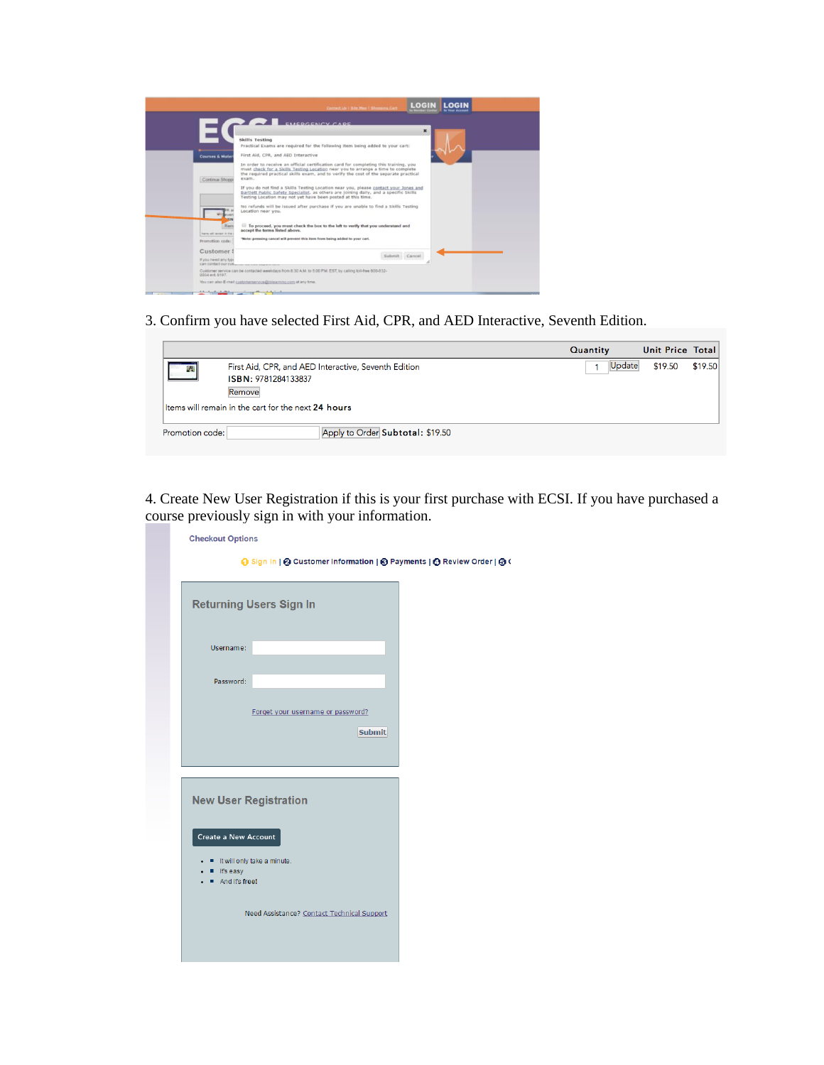3. Confirm you have selected First Aid, CPR, and AED Interactive, Seventh Edition.

|  | Quantity | Unit Price | Total |
|---|---|---|---|
| First Aid, CPR, and AED Interactive, Seventh Edition<br>**ISBN:** 9781284133837<br>Remove | 1 Update | $19.50 | $19.50 |

Items will remain in the cart for the next **24 hours**

Promotion code: Apply to Order **Subtotal:** $19.50

4. Create New User Registration if this is your first purchase with ECSI. If you have purchased a course previously sign in with your information.

Checkout Options

1 Sign In | 2 Customer Information | 3 Payments | 4 Review Order | 5

**Returning Users Sign In**

Username:

Password:

Forget your username or password?

Submit

**New User Registration**

Create a New Account

- It will only take a minute.
- It's easy
- And it's free!

Need Assistance? Contact Technical Support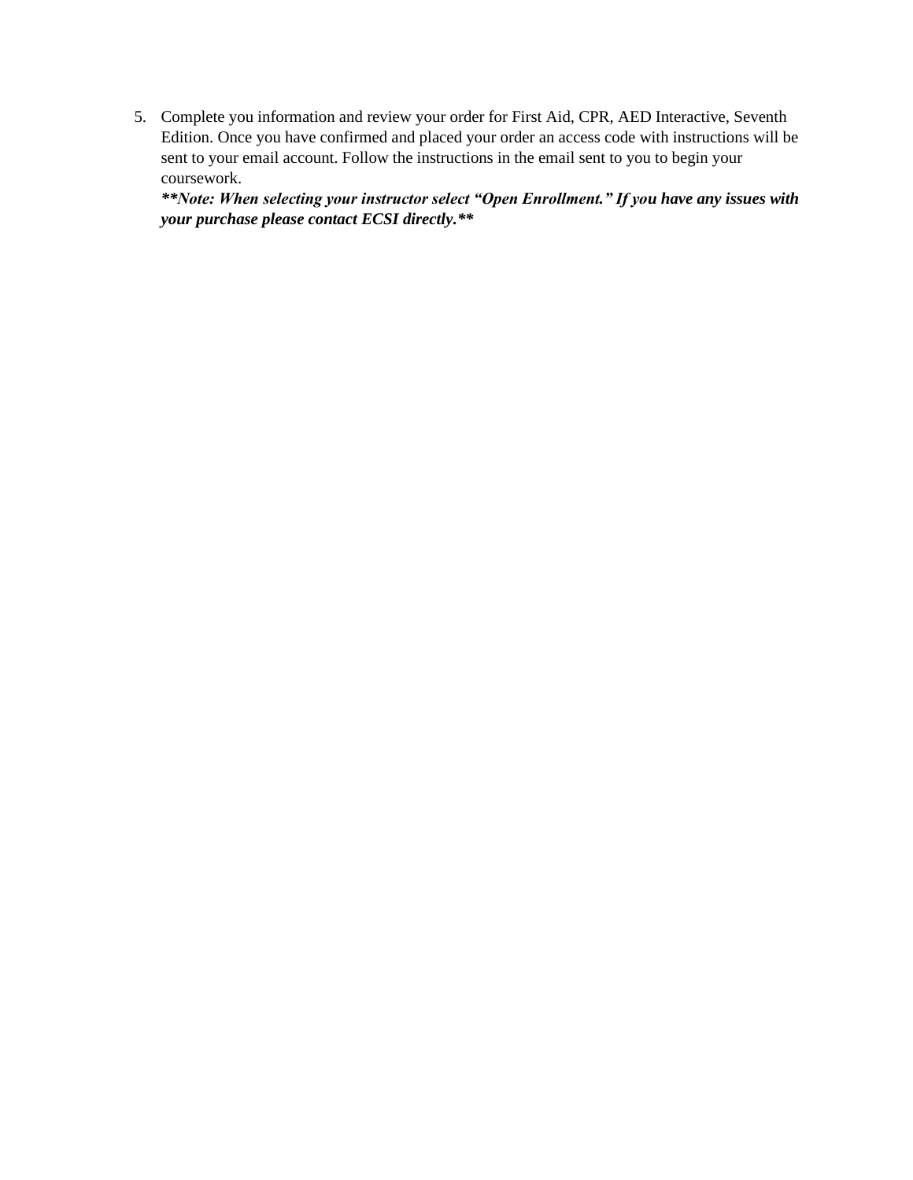5. Complete you information and review your order for First Aid, CPR, AED Interactive, Seventh Edition. Once you have confirmed and placed your order an access code with instructions will be sent to your email account. Follow the instructions in the email sent to you to begin your coursework.
   ***\*\*Note: When selecting your instructor select "Open Enrollment." If you have any issues with your purchase please contact ECSI directly.\*\****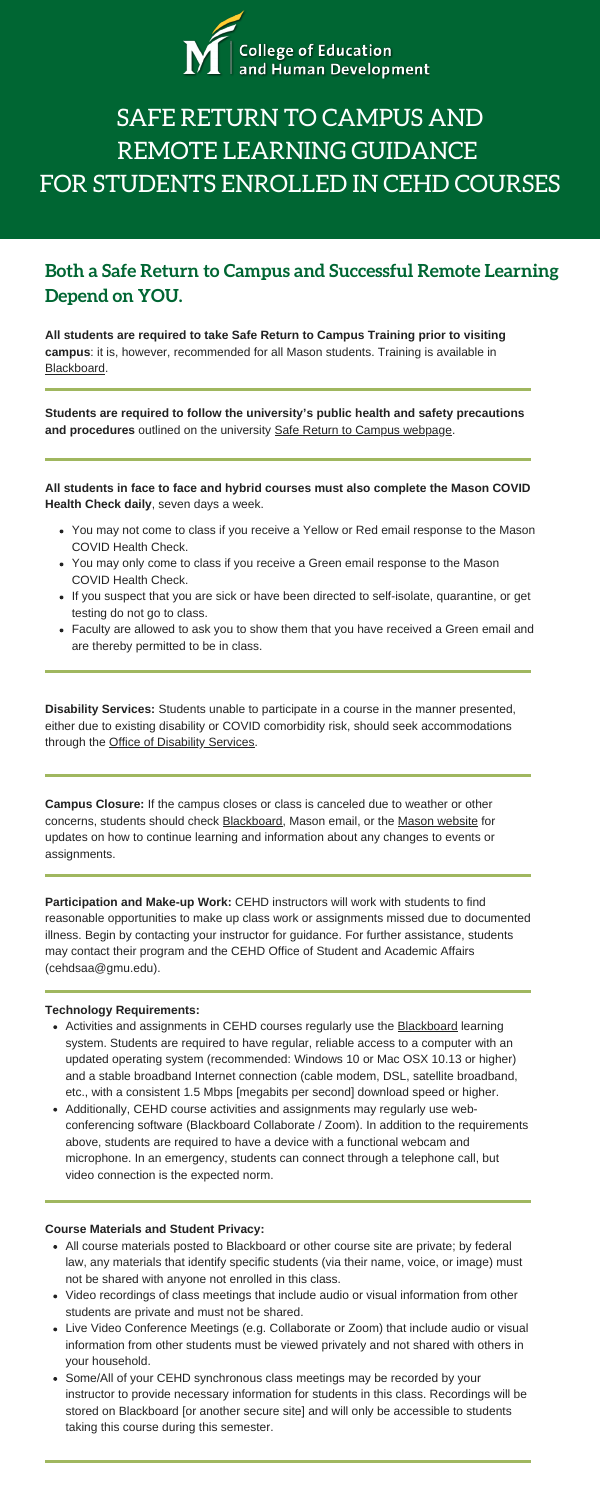College of Education and Human Development

# SAFE RETURN TO CAMPUS AND REMOTE LEARNING GUIDANCE FOR STUDENTS ENROLLED IN CEHD COURSES

## Both a Safe Return to Campus and Successful Remote Learning Depend on YOU.

**All students are required to take Safe Return to Campus Training prior to visiting campus**: it is, however, recommended for all Mason students. Training is available in Blackboard.

**Students are required to follow the university's public health and safety precautions and procedures** outlined on the university Safe Return to Campus webpage.

**All students in face to face and hybrid courses must also complete the Mason COVID Health Check daily**, seven days a week.

- You may not come to class if you receive a Yellow or Red email response to the Mason COVID Health Check.
- You may only come to class if you receive a Green email response to the Mason COVID Health Check.
- If you suspect that you are sick or have been directed to self-isolate, quarantine, or get testing do not go to class.
- Faculty are allowed to ask you to show them that you have received a Green email and are thereby permitted to be in class.

**Disability Services:** Students unable to participate in a course in the manner presented, either due to existing disability or COVID comorbidity risk, should seek accommodations through the Office of Disability Services.

**Campus Closure:** If the campus closes or class is canceled due to weather or other concerns, students should check Blackboard, Mason email, or the Mason website for updates on how to continue learning and information about any changes to events or assignments.

**Participation and Make-up Work:** CEHD instructors will work with students to find reasonable opportunities to make up class work or assignments missed due to documented illness. Begin by contacting your instructor for guidance. For further assistance, students may contact their program and the CEHD Office of Student and Academic Affairs (cehdsaa@gmu.edu).

**Technology Requirements:**

- Activities and assignments in CEHD courses regularly use the Blackboard learning system. Students are required to have regular, reliable access to a computer with an updated operating system (recommended: Windows 10 or Mac OSX 10.13 or higher) and a stable broadband Internet connection (cable modem, DSL, satellite broadband, etc., with a consistent 1.5 Mbps [megabits per second] download speed or higher.
- Additionally, CEHD course activities and assignments may regularly use web-conferencing software (Blackboard Collaborate / Zoom). In addition to the requirements above, students are required to have a device with a functional webcam and microphone. In an emergency, students can connect through a telephone call, but video connection is the expected norm.

**Course Materials and Student Privacy:**

- All course materials posted to Blackboard or other course site are private; by federal law, any materials that identify specific students (via their name, voice, or image) must not be shared with anyone not enrolled in this class.
- Video recordings of class meetings that include audio or visual information from other students are private and must not be shared.
- Live Video Conference Meetings (e.g. Collaborate or Zoom) that include audio or visual information from other students must be viewed privately and not shared with others in your household.
- Some/All of your CEHD synchronous class meetings may be recorded by your instructor to provide necessary information for students in this class. Recordings will be stored on Blackboard [or another secure site] and will only be accessible to students taking this course during this semester.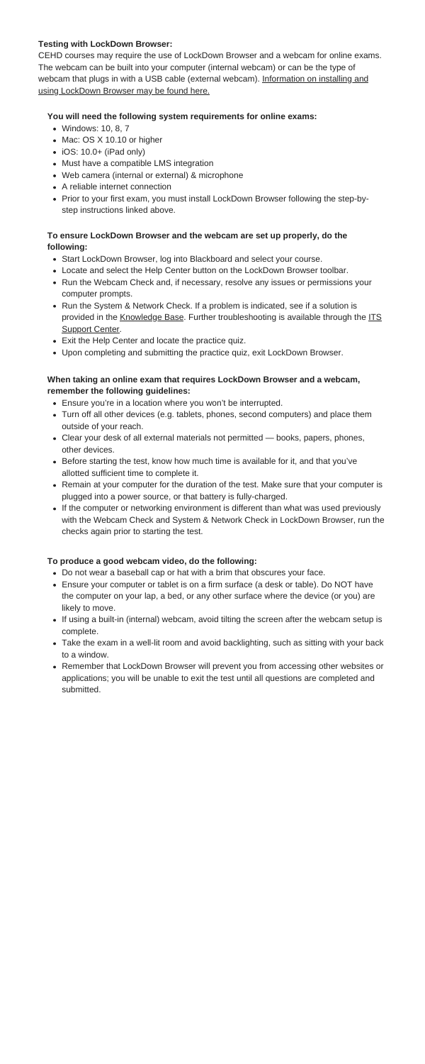**Testing with LockDown Browser:**

CEHD courses may require the use of LockDown Browser and a webcam for online exams. The webcam can be built into your computer (internal webcam) or can be the type of webcam that plugs in with a USB cable (external webcam). Information on installing and using LockDown Browser may be found here.

**You will need the following system requirements for online exams:**

- Windows: 10, 8, 7
- Mac: OS X 10.10 or higher
- iOS: 10.0+ (iPad only)
- Must have a compatible LMS integration
- Web camera (internal or external) & microphone
- A reliable internet connection
- Prior to your first exam, you must install LockDown Browser following the step-by-step instructions linked above.

**To ensure LockDown Browser and the webcam are set up properly, do the following:**

- Start LockDown Browser, log into Blackboard and select your course.
- Locate and select the Help Center button on the LockDown Browser toolbar.
- Run the Webcam Check and, if necessary, resolve any issues or permissions your computer prompts.
- Run the System & Network Check. If a problem is indicated, see if a solution is provided in the Knowledge Base. Further troubleshooting is available through the ITS Support Center.
- Exit the Help Center and locate the practice quiz.
- Upon completing and submitting the practice quiz, exit LockDown Browser.

**When taking an online exam that requires LockDown Browser and a webcam, remember the following guidelines:**

- Ensure you're in a location where you won't be interrupted.
- Turn off all other devices (e.g. tablets, phones, second computers) and place them outside of your reach.
- Clear your desk of all external materials not permitted — books, papers, phones, other devices.
- Before starting the test, know how much time is available for it, and that you've allotted sufficient time to complete it.
- Remain at your computer for the duration of the test. Make sure that your computer is plugged into a power source, or that battery is fully-charged.
- If the computer or networking environment is different than what was used previously with the Webcam Check and System & Network Check in LockDown Browser, run the checks again prior to starting the test.

**To produce a good webcam video, do the following:**

- Do not wear a baseball cap or hat with a brim that obscures your face.
- Ensure your computer or tablet is on a firm surface (a desk or table). Do NOT have the computer on your lap, a bed, or any other surface where the device (or you) are likely to move.
- If using a built-in (internal) webcam, avoid tilting the screen after the webcam setup is complete.
- Take the exam in a well-lit room and avoid backlighting, such as sitting with your back to a window.
- Remember that LockDown Browser will prevent you from accessing other websites or applications; you will be unable to exit the test until all questions are completed and submitted.